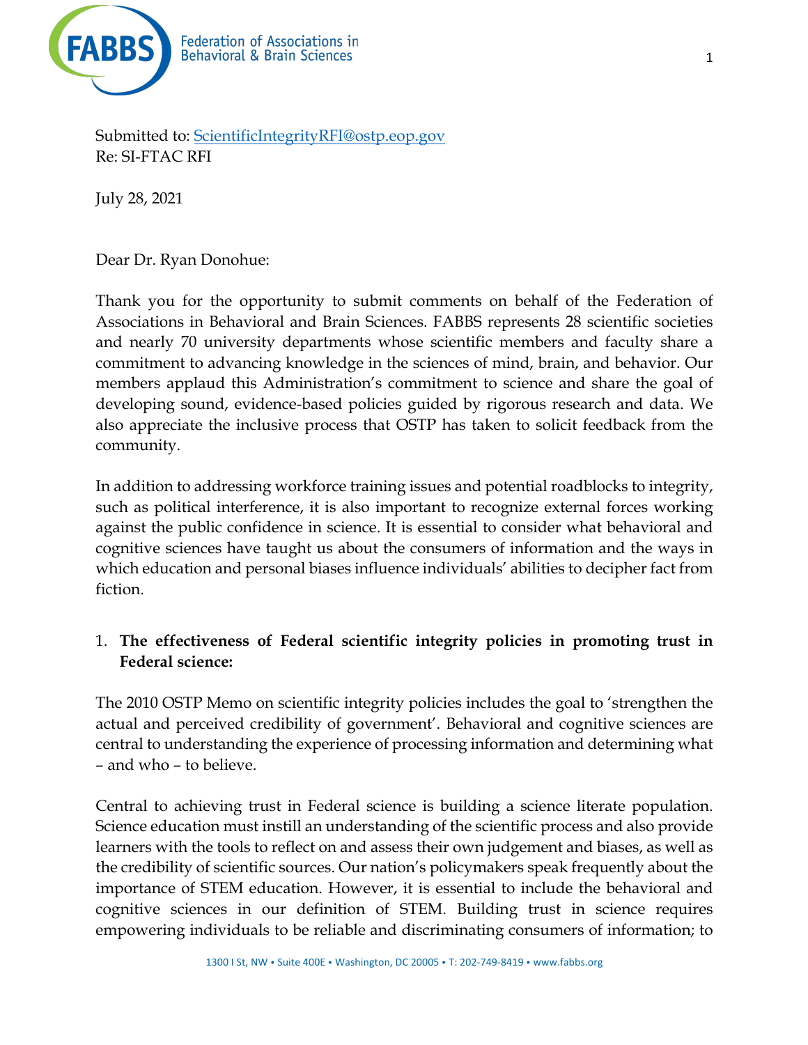Federation of Associations in Behavioral & Brain Sciences

Submitted to: ScientificIntegrityRFI@ostp.eop.gov
Re: SI-FTAC RFI

July 28, 2021

Dear Dr. Ryan Donohue:

Thank you for the opportunity to submit comments on behalf of the Federation of Associations in Behavioral and Brain Sciences. FABBS represents 28 scientific societies and nearly 70 university departments whose scientific members and faculty share a commitment to advancing knowledge in the sciences of mind, brain, and behavior. Our members applaud this Administration's commitment to science and share the goal of developing sound, evidence-based policies guided by rigorous research and data. We also appreciate the inclusive process that OSTP has taken to solicit feedback from the community.

In addition to addressing workforce training issues and potential roadblocks to integrity, such as political interference, it is also important to recognize external forces working against the public confidence in science. It is essential to consider what behavioral and cognitive sciences have taught us about the consumers of information and the ways in which education and personal biases influence individuals' abilities to decipher fact from fiction.

1. **The effectiveness of Federal scientific integrity policies in promoting trust in Federal science:**

The 2010 OSTP Memo on scientific integrity policies includes the goal to 'strengthen the actual and perceived credibility of government'. Behavioral and cognitive sciences are central to understanding the experience of processing information and determining what – and who – to believe.

Central to achieving trust in Federal science is building a science literate population. Science education must instill an understanding of the scientific process and also provide learners with the tools to reflect on and assess their own judgement and biases, as well as the credibility of scientific sources. Our nation's policymakers speak frequently about the importance of STEM education. However, it is essential to include the behavioral and cognitive sciences in our definition of STEM. Building trust in science requires empowering individuals to be reliable and discriminating consumers of information; to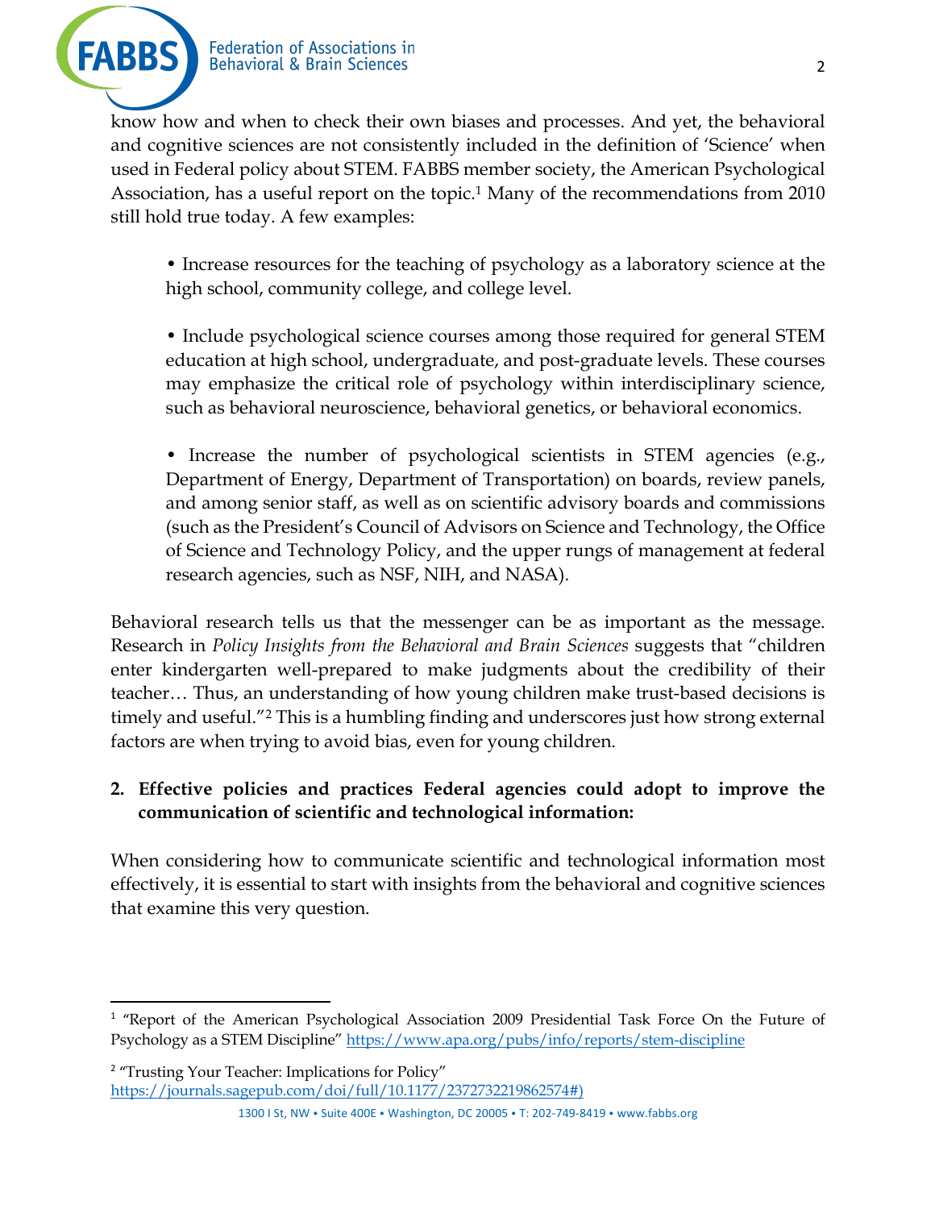know how and when to check their own biases and processes. And yet, the behavioral and cognitive sciences are not consistently included in the definition of 'Science' when used in Federal policy about STEM. FABBS member society, the American Psychological Association, has a useful report on the topic.[1] Many of the recommendations from 2010 still hold true today. A few examples:

- Increase resources for the teaching of psychology as a laboratory science at the high school, community college, and college level.

- Include psychological science courses among those required for general STEM education at high school, undergraduate, and post-graduate levels. These courses may emphasize the critical role of psychology within interdisciplinary science, such as behavioral neuroscience, behavioral genetics, or behavioral economics.

- Increase the number of psychological scientists in STEM agencies (e.g., Department of Energy, Department of Transportation) on boards, review panels, and among senior staff, as well as on scientific advisory boards and commissions (such as the President's Council of Advisors on Science and Technology, the Office of Science and Technology Policy, and the upper rungs of management at federal research agencies, such as NSF, NIH, and NASA).

Behavioral research tells us that the messenger can be as important as the message. Research in *Policy Insights from the Behavioral and Brain Sciences* suggests that "children enter kindergarten well-prepared to make judgments about the credibility of their teacher… Thus, an understanding of how young children make trust-based decisions is timely and useful."[2] This is a humbling finding and underscores just how strong external factors are when trying to avoid bias, even for young children.

**2. Effective policies and practices Federal agencies could adopt to improve the communication of scientific and technological information:**

When considering how to communicate scientific and technological information most effectively, it is essential to start with insights from the behavioral and cognitive sciences that examine this very question.

---

[1] "Report of the American Psychological Association 2009 Presidential Task Force On the Future of Psychology as a STEM Discipline" https://www.apa.org/pubs/info/reports/stem-discipline

[2] "Trusting Your Teacher: Implications for Policy" https://journals.sagepub.com/doi/full/10.1177/2372732219862574#)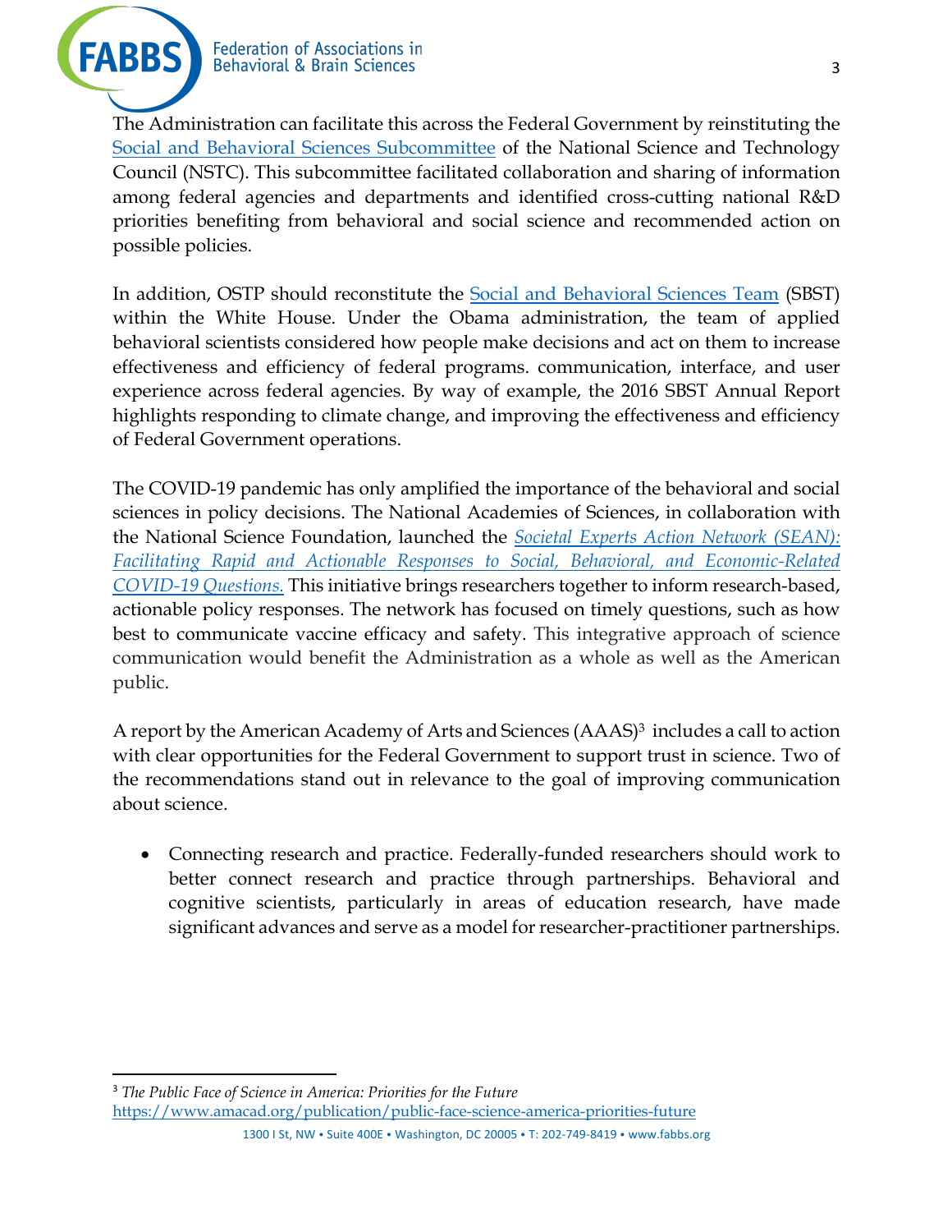The Administration can facilitate this across the Federal Government by reinstituting the [Social and Behavioral Sciences Subcommittee](#) of the National Science and Technology Council (NSTC). This subcommittee facilitated collaboration and sharing of information among federal agencies and departments and identified cross-cutting national R&D priorities benefiting from behavioral and social science and recommended action on possible policies.

In addition, OSTP should reconstitute the [Social and Behavioral Sciences Team](#) (SBST) within the White House. Under the Obama administration, the team of applied behavioral scientists considered how people make decisions and act on them to increase effectiveness and efficiency of federal programs. communication, interface, and user experience across federal agencies. By way of example, the 2016 SBST Annual Report highlights responding to climate change, and improving the effectiveness and efficiency of Federal Government operations.

The COVID-19 pandemic has only amplified the importance of the behavioral and social sciences in policy decisions. The National Academies of Sciences, in collaboration with the National Science Foundation, launched the [*Societal Experts Action Network (SEAN): Facilitating Rapid and Actionable Responses to Social, Behavioral, and Economic-Related COVID-19 Questions.*](#) This initiative brings researchers together to inform research-based, actionable policy responses. The network has focused on timely questions, such as how best to communicate vaccine efficacy and safety. This integrative approach of science communication would benefit the Administration as a whole as well as the American public.

A report by the American Academy of Arts and Sciences (AAAS)[3] includes a call to action with clear opportunities for the Federal Government to support trust in science. Two of the recommendations stand out in relevance to the goal of improving communication about science.

- Connecting research and practice. Federally-funded researchers should work to better connect research and practice through partnerships. Behavioral and cognitive scientists, particularly in areas of education research, have made significant advances and serve as a model for researcher-practitioner partnerships.

[3] *The Public Face of Science in America: Priorities for the Future*
https://www.amacad.org/publication/public-face-science-america-priorities-future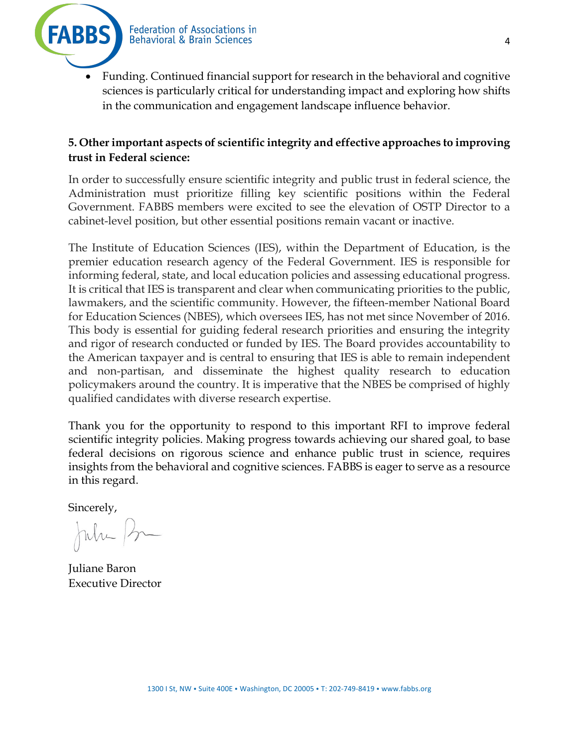- Funding. Continued financial support for research in the behavioral and cognitive sciences is particularly critical for understanding impact and exploring how shifts in the communication and engagement landscape influence behavior.

**5. Other important aspects of scientific integrity and effective approaches to improving trust in Federal science:**

In order to successfully ensure scientific integrity and public trust in federal science, the Administration must prioritize filling key scientific positions within the Federal Government. FABBS members were excited to see the elevation of OSTP Director to a cabinet-level position, but other essential positions remain vacant or inactive.

The Institute of Education Sciences (IES), within the Department of Education, is the premier education research agency of the Federal Government. IES is responsible for informing federal, state, and local education policies and assessing educational progress. It is critical that IES is transparent and clear when communicating priorities to the public, lawmakers, and the scientific community. However, the fifteen-member National Board for Education Sciences (NBES), which oversees IES, has not met since November of 2016. This body is essential for guiding federal research priorities and ensuring the integrity and rigor of research conducted or funded by IES. The Board provides accountability to the American taxpayer and is central to ensuring that IES is able to remain independent and non-partisan, and disseminate the highest quality research to education policymakers around the country. It is imperative that the NBES be comprised of highly qualified candidates with diverse research expertise.

Thank you for the opportunity to respond to this important RFI to improve federal scientific integrity policies. Making progress towards achieving our shared goal, to base federal decisions on rigorous science and enhance public trust in science, requires insights from the behavioral and cognitive sciences. FABBS is eager to serve as a resource in this regard.

Sincerely,

Juliane Baron
Executive Director